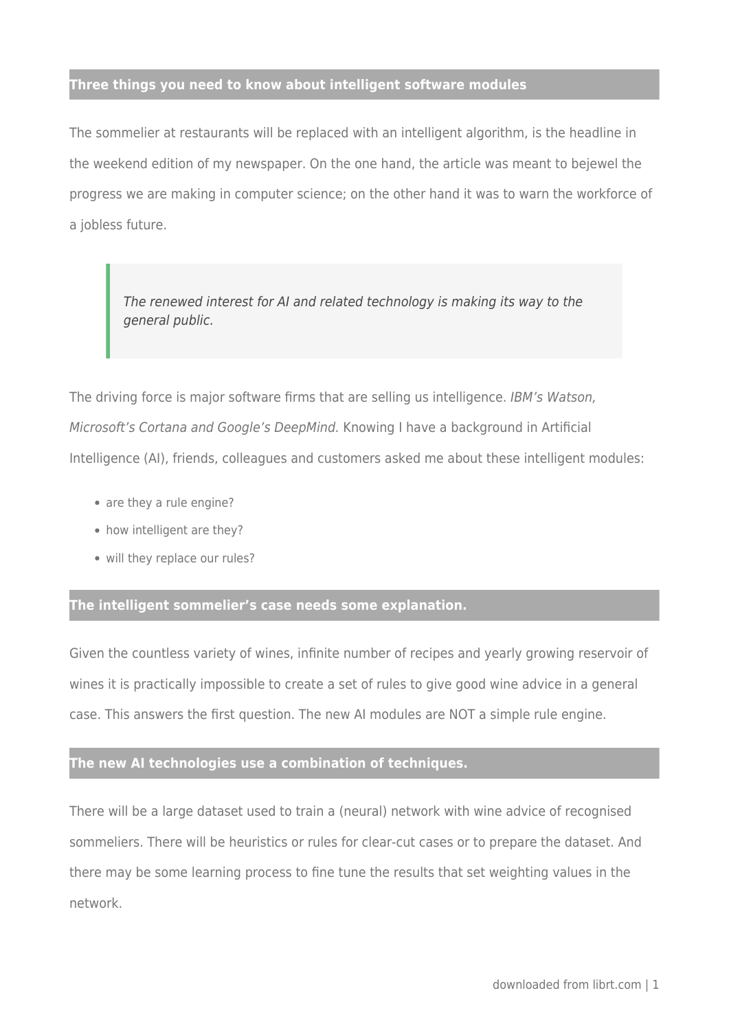## Three things you need to know about intelligent software modules

The sommelier at restaurants will be replaced with an intelligent algorithm, is the headline in the weekend edition of my newspaper. On the one hand, the article was meant to bejewel the progress we are making in computer science; on the other hand it was to warn the workforce of a jobless future.

> *The renewed interest for AI and related technology is making its way to the general public.*

The driving force is major software firms that are selling us intelligence. *IBM's Watson, Microsoft's Cortana and Google's DeepMind.* Knowing I have a background in Artificial Intelligence (AI), friends, colleagues and customers asked me about these intelligent modules:

- are they a rule engine?
- how intelligent are they?
- will they replace our rules?

## The intelligent sommelier's case needs some explanation.

Given the countless variety of wines, infinite number of recipes and yearly growing reservoir of wines it is practically impossible to create a set of rules to give good wine advice in a general case. This answers the first question. The new AI modules are NOT a simple rule engine.

## The new AI technologies use a combination of techniques.

There will be a large dataset used to train a (neural) network with wine advice of recognised sommeliers. There will be heuristics or rules for clear-cut cases or to prepare the dataset. And there may be some learning process to fine tune the results that set weighting values in the network.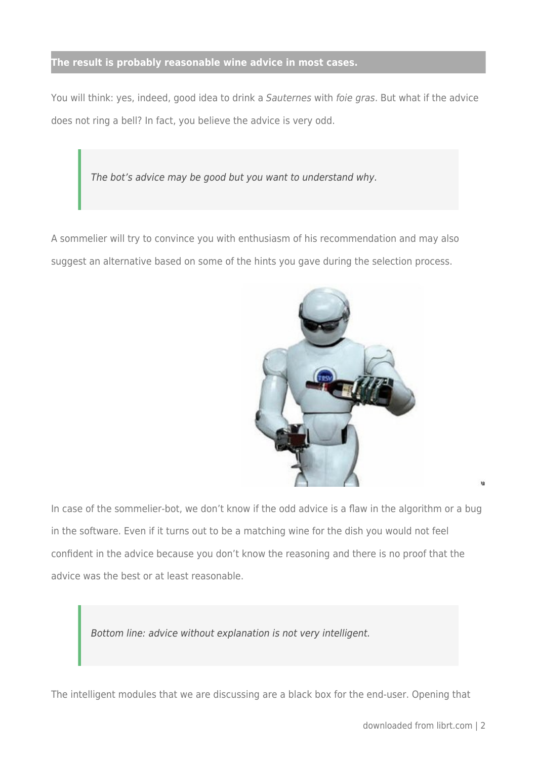**The result is probably reasonable wine advice in most cases.**

You will think: yes, indeed, good idea to drink a *Sauternes* with *foie gras*. But what if the advice does not ring a bell? In fact, you believe the advice is very odd.

> *The bot's advice may be good but you want to understand why.*

A sommelier will try to convince you with enthusiasm of his recommendation and may also suggest an alternative based on some of the hints you gave during the selection process.

In case of the sommelier-bot, we don't know if the odd advice is a flaw in the algorithm or a bug in the software. Even if it turns out to be a matching wine for the dish you would not feel confident in the advice because you don't know the reasoning and there is no proof that the advice was the best or at least reasonable.

> *Bottom line: advice without explanation is not very intelligent.*

The intelligent modules that we are discussing are a black box for the end-user. Opening that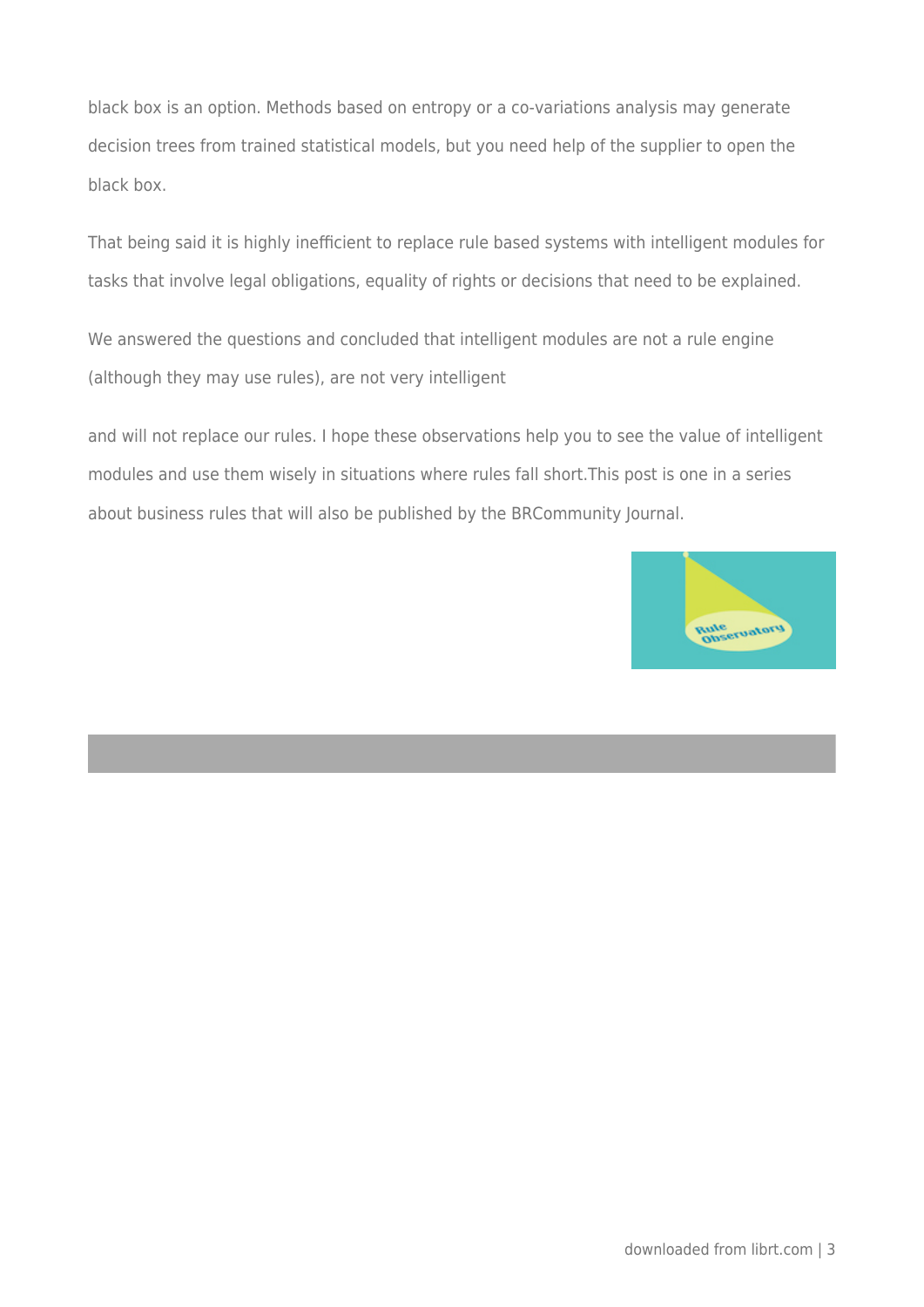black box is an option. Methods based on entropy or a co-variations analysis may generate decision trees from trained statistical models, but you need help of the supplier to open the black box.

That being said it is highly inefficient to replace rule based systems with intelligent modules for tasks that involve legal obligations, equality of rights or decisions that need to be explained.

We answered the questions and concluded that intelligent modules are not a rule engine (although they may use rules), are not very intelligent

and will not replace our rules. I hope these observations help you to see the value of intelligent modules and use them wisely in situations where rules fall short.This post is one in a series about business rules that will also be published by the BRCommunity Journal.